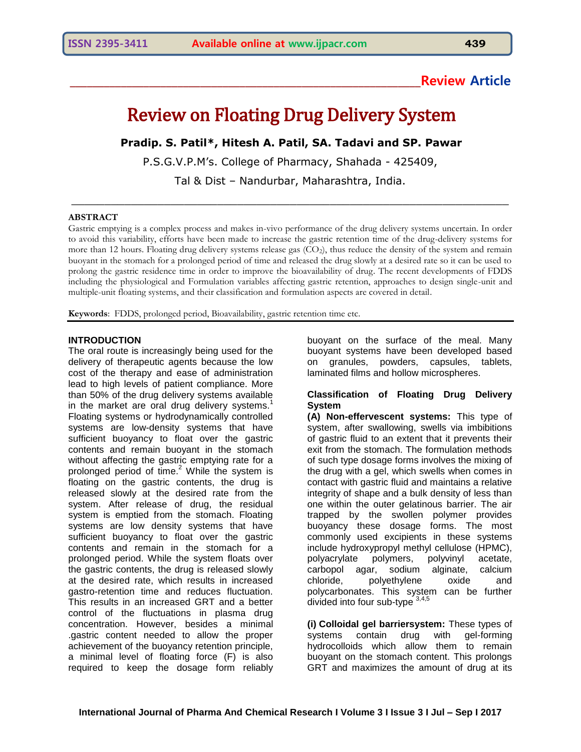**Review Article**

# Review on Floating Drug Delivery System

**Pradip. S. Patil*, Hitesh A. Patil, SA. Tadavi and SP. Pawar**

P.S.G.V.P.M's. College of Pharmacy, Shahada - 425409,

Tal & Dist – Nandurbar, Maharashtra, India.

## ABSTRACT

Gastric emptying is a complex process and makes in-vivo performance of the drug delivery systems uncertain. In order to avoid this variability, efforts have been made to increase the gastric retention time of the drug-delivery systems for more than 12 hours. Floating drug delivery systems release gas ($CO_2$), thus reduce the density of the system and remain buoyant in the stomach for a prolonged period of time and released the drug slowly at a desired rate so it can be used to prolong the gastric residence time in order to improve the bioavailability of drug. The recent developments of FDDS including the physiological and Formulation variables affecting gastric retention, approaches to design single-unit and multiple-unit floating systems, and their classification and formulation aspects are covered in detail.

**Keywords**: FDDS, prolonged period, Bioavailability, gastric retention time etc.

## INTRODUCTION

The oral route is increasingly being used for the delivery of therapeutic agents because the low cost of the therapy and ease of administration lead to high levels of patient compliance. More than 50% of the drug delivery systems available in the market are oral drug delivery systems.[1] Floating systems or hydrodynamically controlled systems are low-density systems that have sufficient buoyancy to float over the gastric contents and remain buoyant in the stomach without affecting the gastric emptying rate for a prolonged period of time.[2] While the system is floating on the gastric contents, the drug is released slowly at the desired rate from the system. After release of drug, the residual system is emptied from the stomach. Floating systems are low density systems that have sufficient buoyancy to float over the gastric contents and remain in the stomach for a prolonged period. While the system floats over the gastric contents, the drug is released slowly at the desired rate, which results in increased gastro-retention time and reduces fluctuation. This results in an increased GRT and a better control of the fluctuations in plasma drug concentration. However, besides a minimal .gastric content needed to allow the proper achievement of the buoyancy retention principle, a minimal level of floating force (F) is also required to keep the dosage form reliably buoyant on the surface of the meal. Many buoyant systems have been developed based on granules, powders, capsules, tablets, laminated films and hollow microspheres.

### Classification of Floating Drug Delivery System

**(A) Non-effervescent systems:** This type of system, after swallowing, swells via imbibitions of gastric fluid to an extent that it prevents their exit from the stomach. The formulation methods of such type dosage forms involves the mixing of the drug with a gel, which swells when comes in contact with gastric fluid and maintains a relative integrity of shape and a bulk density of less than one within the outer gelatinous barrier. The air trapped by the swollen polymer provides buoyancy these dosage forms. The most commonly used excipients in these systems include hydroxypropyl methyl cellulose (HPMC), polyacrylate polymers, polyvinyl acetate, carbopol agar, sodium alginate, calcium chloride, polyethylene oxide and polycarbonates. This system can be further divided into four sub-type [3,4,5]

**(i) Colloidal gel barriersystem:** These types of systems contain drug with gel-forming hydrocolloids which allow them to remain buoyant on the stomach content. This prolongs GRT and maximizes the amount of drug at its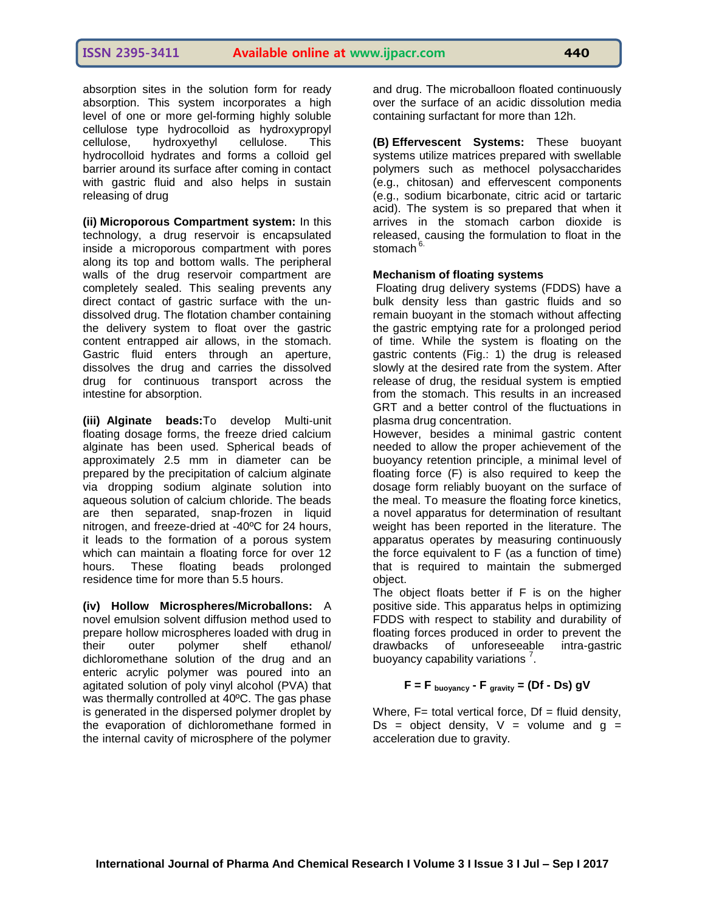absorption sites in the solution form for ready absorption. This system incorporates a high level of one or more gel-forming highly soluble cellulose type hydrocolloid as hydroxypropyl cellulose, hydroxyethyl cellulose. This hydrocolloid hydrates and forms a colloid gel barrier around its surface after coming in contact with gastric fluid and also helps in sustain releasing of drug

**(ii) Microporous Compartment system:** In this technology, a drug reservoir is encapsulated inside a microporous compartment with pores along its top and bottom walls. The peripheral walls of the drug reservoir compartment are completely sealed. This sealing prevents any direct contact of gastric surface with the un-dissolved drug. The flotation chamber containing the delivery system to float over the gastric content entrapped air allows, in the stomach. Gastric fluid enters through an aperture, dissolves the drug and carries the dissolved drug for continuous transport across the intestine for absorption.

**(iii) Alginate beads:** To develop Multi-unit floating dosage forms, the freeze dried calcium alginate has been used. Spherical beads of approximately 2.5 mm in diameter can be prepared by the precipitation of calcium alginate via dropping sodium alginate solution into aqueous solution of calcium chloride. The beads are then separated, snap-frozen in liquid nitrogen, and freeze-dried at -40ºC for 24 hours, it leads to the formation of a porous system which can maintain a floating force for over 12 hours. These floating beads prolonged residence time for more than 5.5 hours.

**(iv) Hollow Microspheres/Microballons:** A novel emulsion solvent diffusion method used to prepare hollow microspheres loaded with drug in their outer polymer shelf ethanol/ dichloromethane solution of the drug and an enteric acrylic polymer was poured into an agitated solution of poly vinyl alcohol (PVA) that was thermally controlled at 40ºC. The gas phase is generated in the dispersed polymer droplet by the evaporation of dichloromethane formed in the internal cavity of microsphere of the polymer and drug. The microballoon floated continuously over the surface of an acidic dissolution media containing surfactant for more than 12h.

**(B) Effervescent Systems:** These buoyant systems utilize matrices prepared with swellable polymers such as methocel polysaccharides (e.g., chitosan) and effervescent components (e.g., sodium bicarbonate, citric acid or tartaric acid). The system is so prepared that when it arrives in the stomach carbon dioxide is released, causing the formulation to float in the stomach [6].

**Mechanism of floating systems**

Floating drug delivery systems (FDDS) have a bulk density less than gastric fluids and so remain buoyant in the stomach without affecting the gastric emptying rate for a prolonged period of time. While the system is floating on the gastric contents (Fig.: 1) the drug is released slowly at the desired rate from the system. After release of drug, the residual system is emptied from the stomach. This results in an increased GRT and a better control of the fluctuations in plasma drug concentration.

However, besides a minimal gastric content needed to allow the proper achievement of the buoyancy retention principle, a minimal level of floating force (F) is also required to keep the dosage form reliably buoyant on the surface of the meal. To measure the floating force kinetics, a novel apparatus for determination of resultant weight has been reported in the literature. The apparatus operates by measuring continuously the force equivalent to F (as a function of time) that is required to maintain the submerged object.

The object floats better if F is on the higher positive side. This apparatus helps in optimizing FDDS with respect to stability and durability of floating forces produced in order to prevent the drawbacks of unforeseeable intra-gastric buoyancy capability variations [7].

$$F = F_{buoyancy} - F_{gravity} = (Df - Ds)\, gV$$

Where, F= total vertical force, Df = fluid density, Ds = object density, V = volume and g = acceleration due to gravity.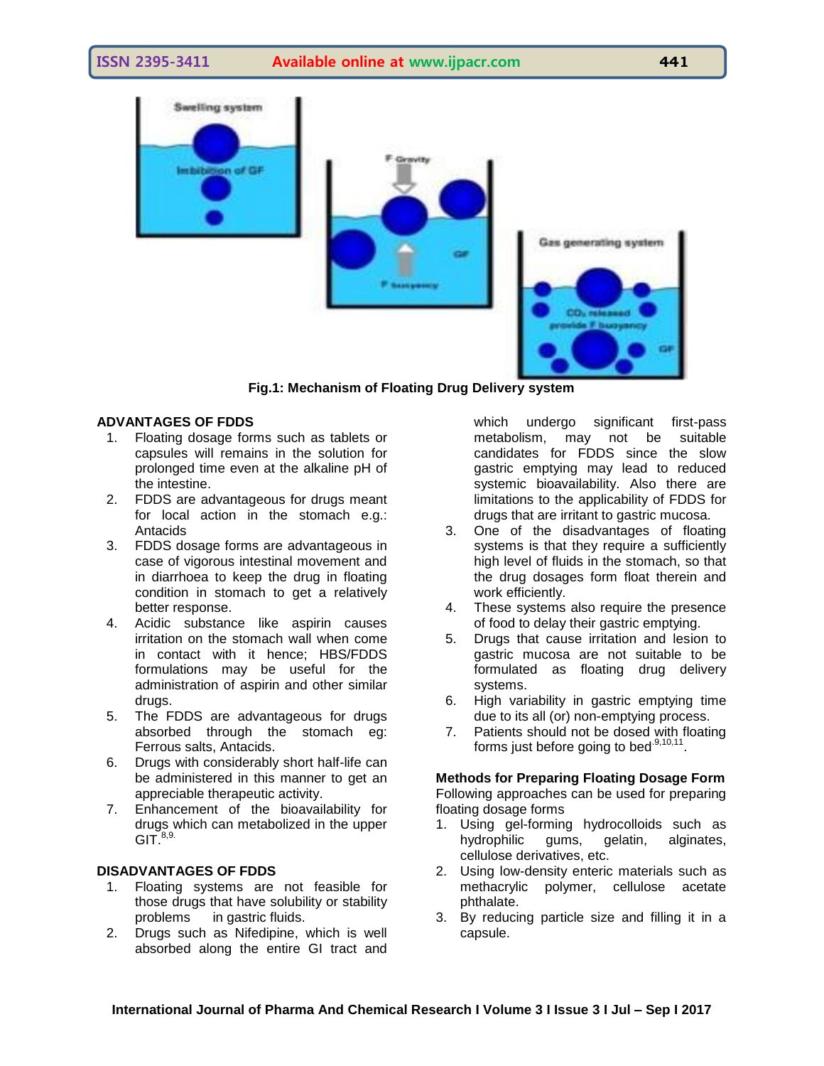Fig.1: Mechanism of Floating Drug Delivery system

## ADVANTAGES OF FDDS

1. Floating dosage forms such as tablets or capsules will remains in the solution for prolonged time even at the alkaline pH of the intestine.
2. FDDS are advantageous for drugs meant for local action in the stomach e.g.: Antacids
3. FDDS dosage forms are advantageous in case of vigorous intestinal movement and in diarrhoea to keep the drug in floating condition in stomach to get a relatively better response.
4. Acidic substance like aspirin causes irritation on the stomach wall when come in contact with it hence; HBS/FDDS formulations may be useful for the administration of aspirin and other similar drugs.
5. The FDDS are advantageous for drugs absorbed through the stomach eg: Ferrous salts, Antacids.
6. Drugs with considerably short half-life can be administered in this manner to get an appreciable therapeutic activity.
7. Enhancement of the bioavailability for drugs which can metabolized in the upper GIT.[8,9]

## DISADVANTAGES OF FDDS

1. Floating systems are not feasible for those drugs that have solubility or stability problems in gastric fluids.
2. Drugs such as Nifedipine, which is well absorbed along the entire GI tract and which undergo significant first-pass metabolism, may not be suitable candidates for FDDS since the slow gastric emptying may lead to reduced systemic bioavailability. Also there are limitations to the applicability of FDDS for drugs that are irritant to gastric mucosa.
3. One of the disadvantages of floating systems is that they require a sufficiently high level of fluids in the stomach, so that the drug dosages form float therein and work efficiently.
4. These systems also require the presence of food to delay their gastric emptying.
5. Drugs that cause irritation and lesion to gastric mucosa are not suitable to be formulated as floating drug delivery systems.
6. High variability in gastric emptying time due to its all (or) non-emptying process.
7. Patients should not be dosed with floating forms just before going to bed[9,10,11].

## Methods for Preparing Floating Dosage Form

Following approaches can be used for preparing floating dosage forms

1. Using gel-forming hydrocolloids such as hydrophilic gums, gelatin, alginates, cellulose derivatives, etc.
2. Using low-density enteric materials such as methacrylic polymer, cellulose acetate phthalate.
3. By reducing particle size and filling it in a capsule.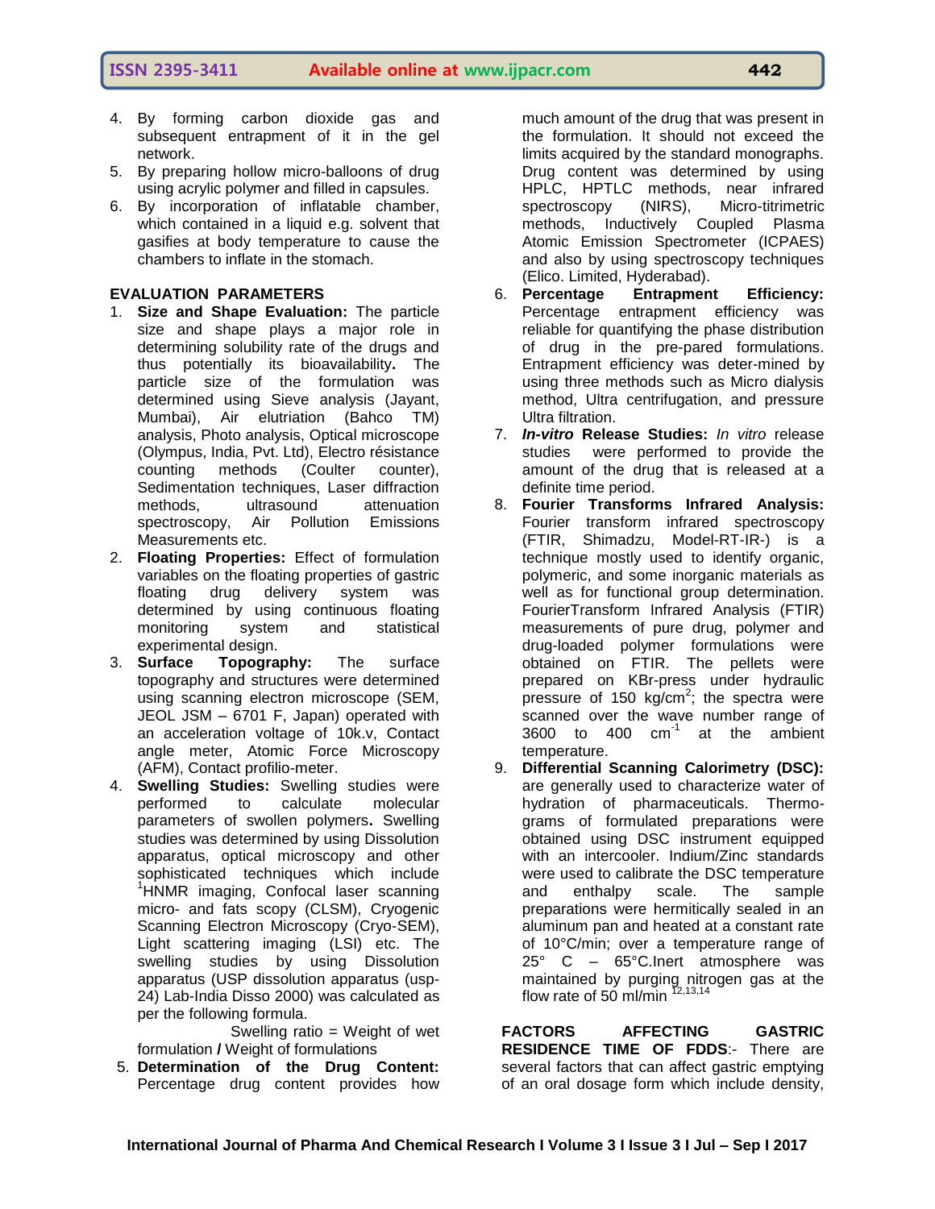4. By forming carbon dioxide gas and subsequent entrapment of it in the gel network.
5. By preparing hollow micro-balloons of drug using acrylic polymer and filled in capsules.
6. By incorporation of inflatable chamber, which contained in a liquid e.g. solvent that gasifies at body temperature to cause the chambers to inflate in the stomach.

## EVALUATION PARAMETERS

1. **Size and Shape Evaluation:** The particle size and shape plays a major role in determining solubility rate of the drugs and thus potentially its bioavailability**.** The particle size of the formulation was determined using Sieve analysis (Jayant, Mumbai), Air elutriation (Bahco TM) analysis, Photo analysis, Optical microscope (Olympus, India, Pvt. Ltd), Electro résistance counting methods (Coulter counter), Sedimentation techniques, Laser diffraction methods, ultrasound attenuation spectroscopy, Air Pollution Emissions Measurements etc.
2. **Floating Properties:** Effect of formulation variables on the floating properties of gastric floating drug delivery system was determined by using continuous floating monitoring system and statistical experimental design.
3. **Surface Topography:** The surface topography and structures were determined using scanning electron microscope (SEM, JEOL JSM – 6701 F, Japan) operated with an acceleration voltage of 10k.v, Contact angle meter, Atomic Force Microscopy (AFM), Contact profilio-meter.
4. **Swelling Studies:** Swelling studies were performed to calculate molecular parameters of swollen polymers**.** Swelling studies was determined by using Dissolution apparatus, optical microscopy and other sophisticated techniques which include [1]HNMR imaging, Confocal laser scanning micro- and fats scopy (CLSM), Cryogenic Scanning Electron Microscopy (Cryo-SEM), Light scattering imaging (LSI) etc. The swelling studies by using Dissolution apparatus (USP dissolution apparatus (usp-24) Lab-India Disso 2000) was calculated as per the following formula.

   Swelling ratio = Weight of wet formulation **/** Weight of formulations
5. **Determination of the Drug Content:** Percentage drug content provides how much amount of the drug that was present in the formulation. It should not exceed the limits acquired by the standard monographs. Drug content was determined by using HPLC, HPTLC methods, near infrared spectroscopy (NIRS), Micro-titrimetric methods, Inductively Coupled Plasma Atomic Emission Spectrometer (ICPAES) and also by using spectroscopy techniques (Elico. Limited, Hyderabad).
6. **Percentage Entrapment Efficiency:** Percentage entrapment efficiency was reliable for quantifying the phase distribution of drug in the pre-pared formulations. Entrapment efficiency was deter-mined by using three methods such as Micro dialysis method, Ultra centrifugation, and pressure Ultra filtration.
7. ***In-vitro* Release Studies:** *In vitro* release studies were performed to provide the amount of the drug that is released at a definite time period.
8. **Fourier Transforms Infrared Analysis:** Fourier transform infrared spectroscopy (FTIR, Shimadzu, Model-RT-IR-) is a technique mostly used to identify organic, polymeric, and some inorganic materials as well as for functional group determination. FourierTransform Infrared Analysis (FTIR) measurements of pure drug, polymer and drug-loaded polymer formulations were obtained on FTIR. The pellets were prepared on KBr-press under hydraulic pressure of 150 $kg/cm^2$; the spectra were scanned over the wave number range of 3600 to 400 $cm^{-1}$ at the ambient temperature.
9. **Differential Scanning Calorimetry (DSC):** are generally used to characterize water of hydration of pharmaceuticals. Thermo-grams of formulated preparations were obtained using DSC instrument equipped with an intercooler. Indium/Zinc standards were used to calibrate the DSC temperature and enthalpy scale. The sample preparations were hermitically sealed in an aluminum pan and heated at a constant rate of 10°C/min; over a temperature range of 25° C – 65°C.Inert atmosphere was maintained by purging nitrogen gas at the flow rate of 50 ml/min [12,13,14]

**FACTORS AFFECTING GASTRIC RESIDENCE TIME OF FDDS**:- There are several factors that can affect gastric emptying of an oral dosage form which include density,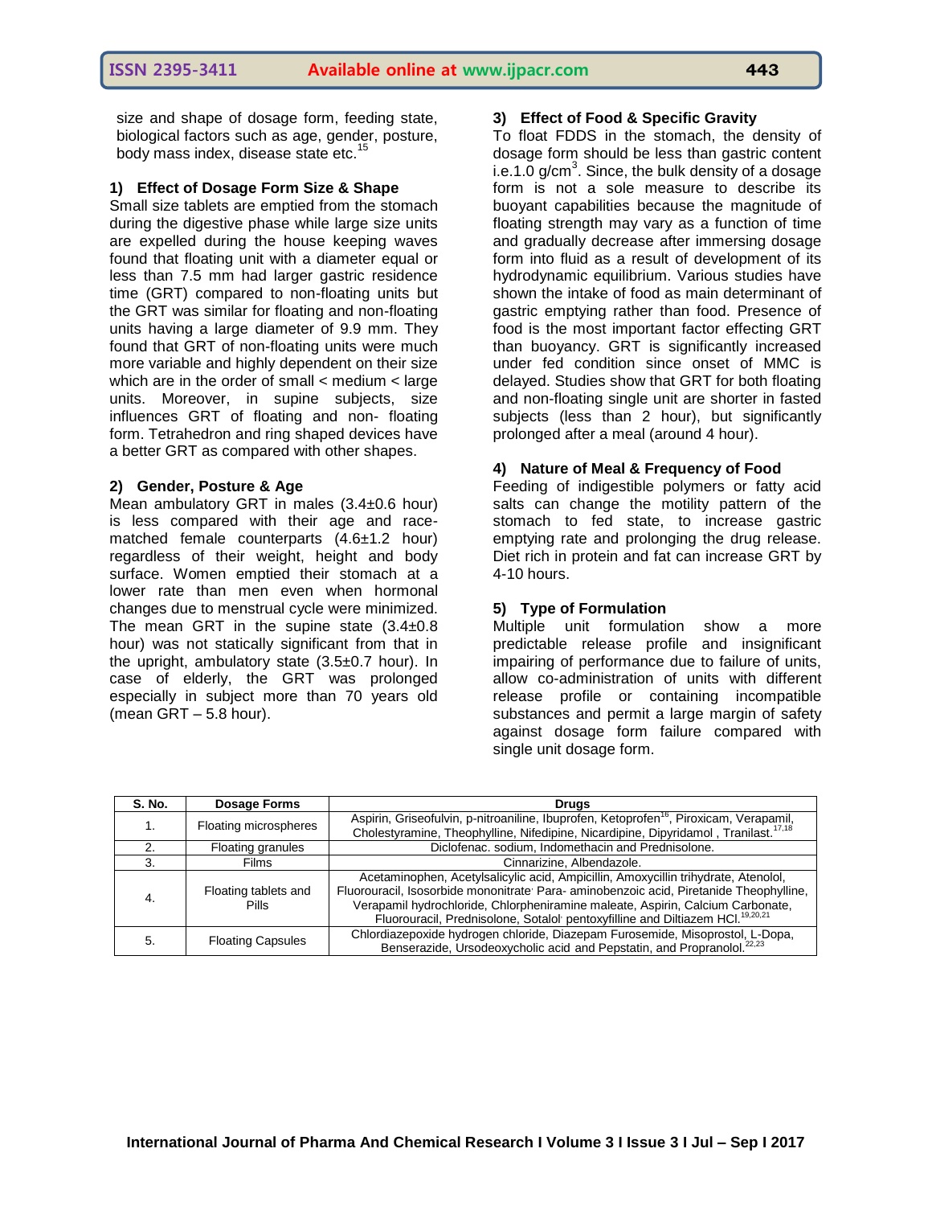size and shape of dosage form, feeding state, biological factors such as age, gender, posture, body mass index, disease state etc.[15]

### 1) Effect of Dosage Form Size & Shape

Small size tablets are emptied from the stomach during the digestive phase while large size units are expelled during the house keeping waves found that floating unit with a diameter equal or less than 7.5 mm had larger gastric residence time (GRT) compared to non-floating units but the GRT was similar for floating and non-floating units having a large diameter of 9.9 mm. They found that GRT of non-floating units were much more variable and highly dependent on their size which are in the order of small < medium < large units. Moreover, in supine subjects, size influences GRT of floating and non- floating form. Tetrahedron and ring shaped devices have a better GRT as compared with other shapes.

### 2) Gender, Posture & Age

Mean ambulatory GRT in males (3.4±0.6 hour) is less compared with their age and race-matched female counterparts (4.6±1.2 hour) regardless of their weight, height and body surface. Women emptied their stomach at a lower rate than men even when hormonal changes due to menstrual cycle were minimized. The mean GRT in the supine state (3.4±0.8 hour) was not statically significant from that in the upright, ambulatory state (3.5±0.7 hour). In case of elderly, the GRT was prolonged especially in subject more than 70 years old (mean GRT – 5.8 hour).

### 3) Effect of Food & Specific Gravity

To float FDDS in the stomach, the density of dosage form should be less than gastric content i.e.1.0 g/cm$^3$. Since, the bulk density of a dosage form is not a sole measure to describe its buoyant capabilities because the magnitude of floating strength may vary as a function of time and gradually decrease after immersing dosage form into fluid as a result of development of its hydrodynamic equilibrium. Various studies have shown the intake of food as main determinant of gastric emptying rather than food. Presence of food is the most important factor effecting GRT than buoyancy. GRT is significantly increased under fed condition since onset of MMC is delayed. Studies show that GRT for both floating and non-floating single unit are shorter in fasted subjects (less than 2 hour), but significantly prolonged after a meal (around 4 hour).

### 4) Nature of Meal & Frequency of Food

Feeding of indigestible polymers or fatty acid salts can change the motility pattern of the stomach to fed state, to increase gastric emptying rate and prolonging the drug release. Diet rich in protein and fat can increase GRT by 4-10 hours.

### 5) Type of Formulation

Multiple unit formulation show a more predictable release profile and insignificant impairing of performance due to failure of units, allow co-administration of units with different release profile or containing incompatible substances and permit a large margin of safety against dosage form failure compared with single unit dosage form.

| S. No. | Dosage Forms | Drugs |
|---|---|---|
| 1. | Floating microspheres | Aspirin, Griseofulvin, p-nitroaniline, Ibuprofen, Ketoprofen[16], Piroxicam, Verapamil, Cholestyramine, Theophylline, Nifedipine, Nicardipine, Dipyridamol , Tranilast.[17,18] |
| 2. | Floating granules | Diclofenac. sodium, Indomethacin and Prednisolone. |
| 3. | Films | Cinnarizine, Albendazole. |
| 4. | Floating tablets and Pills | Acetaminophen, Acetylsalicylic acid, Ampicillin, Amoxycillin trihydrate, Atenolol, Fluorouracil, Isosorbide mononitrate, Para- aminobenzoic acid, Piretanide Theophylline, Verapamil hydrochloride, Chlorpheniramine maleate, Aspirin, Calcium Carbonate, Fluorouracil, Prednisolone, Sotalol, pentoxyfilline and Diltiazem HCl.[19,20,21] |
| 5. | Floating Capsules | Chlordiazepoxide hydrogen chloride, Diazepam Furosemide, Misoprostol, L-Dopa, Benserazide, Ursodeoxycholic acid and Pepstatin, and Propranolol.[22,23] |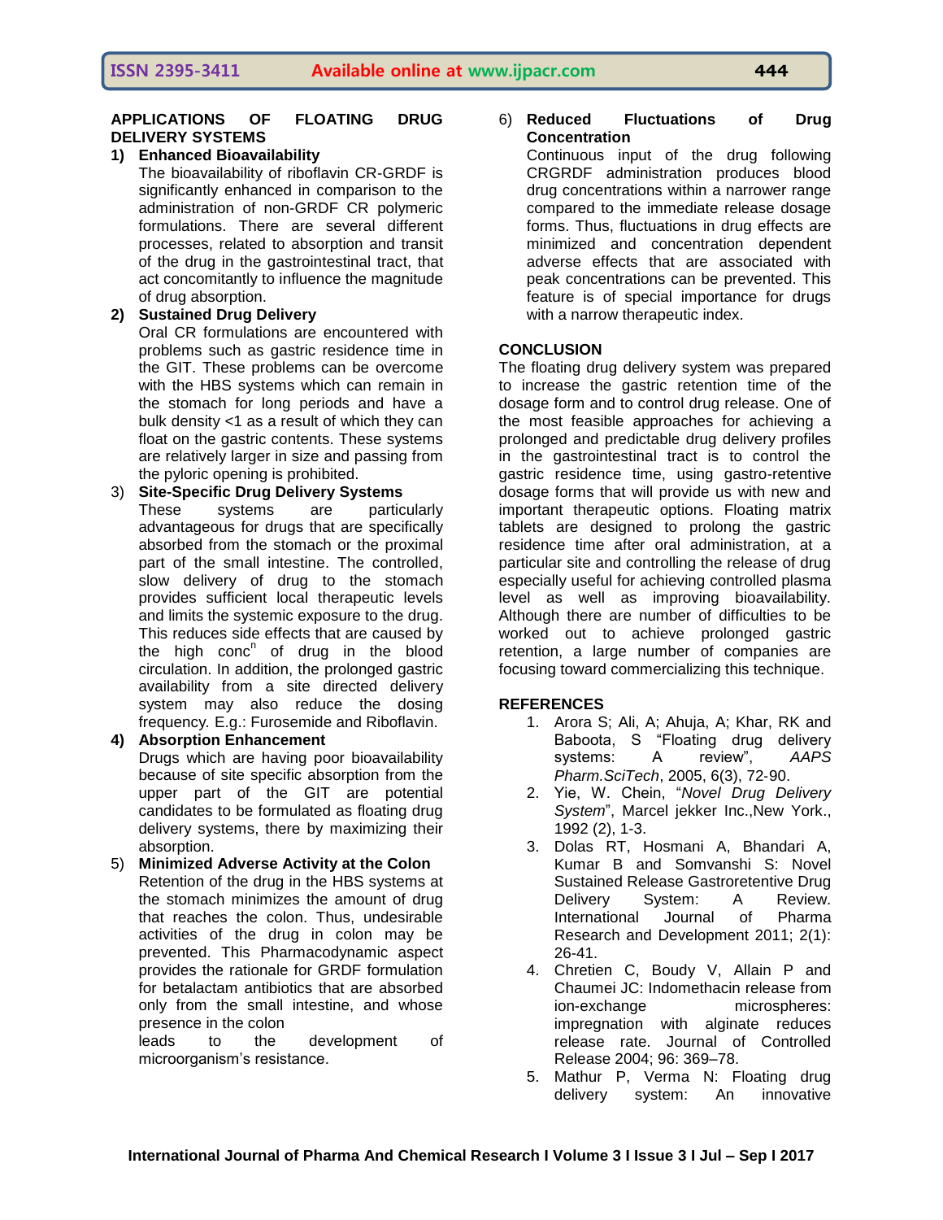## APPLICATIONS OF FLOATING DRUG DELIVERY SYSTEMS

**1) Enhanced Bioavailability**

The bioavailability of riboflavin CR-GRDF is significantly enhanced in comparison to the administration of non-GRDF CR polymeric formulations. There are several different processes, related to absorption and transit of the drug in the gastrointestinal tract, that act concomitantly to influence the magnitude of drug absorption.

**2) Sustained Drug Delivery**

Oral CR formulations are encountered with problems such as gastric residence time in the GIT. These problems can be overcome with the HBS systems which can remain in the stomach for long periods and have a bulk density <1 as a result of which they can float on the gastric contents. These systems are relatively larger in size and passing from the pyloric opening is prohibited.

3) **Site-Specific Drug Delivery Systems**

These systems are particularly advantageous for drugs that are specifically absorbed from the stomach or the proximal part of the small intestine. The controlled, slow delivery of drug to the stomach provides sufficient local therapeutic levels and limits the systemic exposure to the drug. This reduces side effects that are caused by the high conc$^{n}$ of drug in the blood circulation. In addition, the prolonged gastric availability from a site directed delivery system may also reduce the dosing frequency. E.g.: Furosemide and Riboflavin.

**4) Absorption Enhancement**

Drugs which are having poor bioavailability because of site specific absorption from the upper part of the GIT are potential candidates to be formulated as floating drug delivery systems, there by maximizing their absorption.

5) **Minimized Adverse Activity at the Colon**

Retention of the drug in the HBS systems at the stomach minimizes the amount of drug that reaches the colon. Thus, undesirable activities of the drug in colon may be prevented. This Pharmacodynamic aspect provides the rationale for GRDF formulation for betalactam antibiotics that are absorbed only from the small intestine, and whose presence in the colon leads to the development of microorganism's resistance.

6) **Reduced Fluctuations of Drug Concentration**

Continuous input of the drug following CRGRDF administration produces blood drug concentrations within a narrower range compared to the immediate release dosage forms. Thus, fluctuations in drug effects are minimized and concentration dependent adverse effects that are associated with peak concentrations can be prevented. This feature is of special importance for drugs with a narrow therapeutic index.

## CONCLUSION

The floating drug delivery system was prepared to increase the gastric retention time of the dosage form and to control drug release. One of the most feasible approaches for achieving a prolonged and predictable drug delivery profiles in the gastrointestinal tract is to control the gastric residence time, using gastro-retentive dosage forms that will provide us with new and important therapeutic options. Floating matrix tablets are designed to prolong the gastric residence time after oral administration, at a particular site and controlling the release of drug especially useful for achieving controlled plasma level as well as improving bioavailability. Although there are number of difficulties to be worked out to achieve prolonged gastric retention, a large number of companies are focusing toward commercializing this technique.

## REFERENCES

1. Arora S; Ali, A; Ahuja, A; Khar, RK and Baboota, S "Floating drug delivery systems: A review", *AAPS Pharm.SciTech*, 2005, 6(3), 72-90.
2. Yie, W. Chein, "*Novel Drug Delivery System*", Marcel jekker Inc.,New York., 1992 (2), 1-3.
3. Dolas RT, Hosmani A, Bhandari A, Kumar B and Somvanshi S: Novel Sustained Release Gastroretentive Drug Delivery System: A Review. International Journal of Pharma Research and Development 2011; 2(1): 26-41.
4. Chretien C, Boudy V, Allain P and Chaumei JC: Indomethacin release from ion-exchange microspheres: impregnation with alginate reduces release rate. Journal of Controlled Release 2004; 96: 369–78.
5. Mathur P, Verma N: Floating drug delivery system: An innovative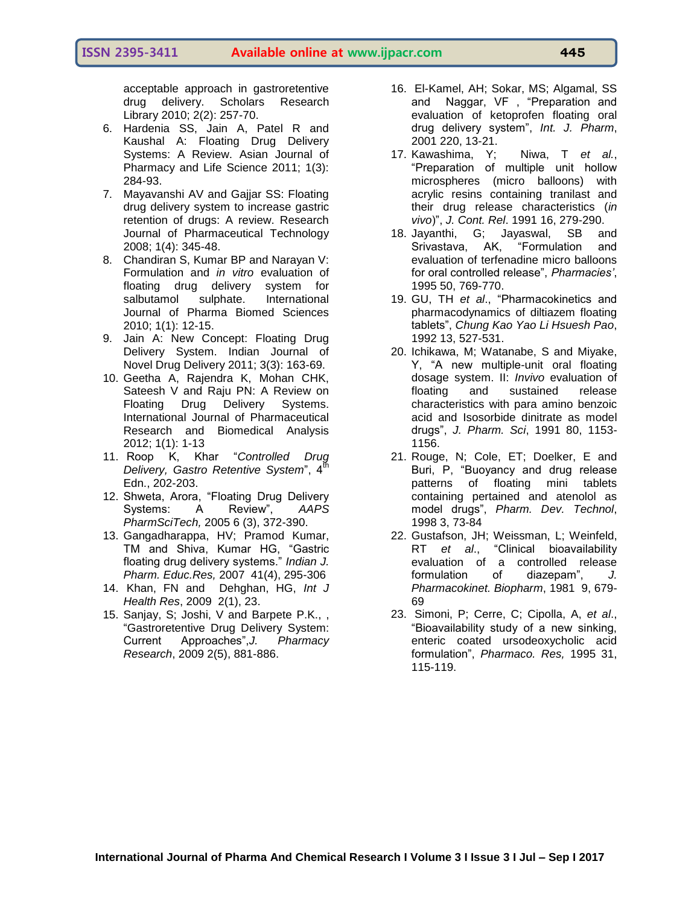acceptable approach in gastroretentive drug delivery. Scholars Research Library 2010; 2(2): 257-70.

6. Hardenia SS, Jain A, Patel R and Kaushal A: Floating Drug Delivery Systems: A Review. Asian Journal of Pharmacy and Life Science 2011; 1(3): 284-93.
7. Mayavanshi AV and Gajjar SS: Floating drug delivery system to increase gastric retention of drugs: A review. Research Journal of Pharmaceutical Technology 2008; 1(4): 345-48.
8. Chandiran S, Kumar BP and Narayan V: Formulation and *in vitro* evaluation of floating drug delivery system for salbutamol sulphate. International Journal of Pharma Biomed Sciences 2010; 1(1): 12-15.
9. Jain A: New Concept: Floating Drug Delivery System. Indian Journal of Novel Drug Delivery 2011; 3(3): 163-69.
10. Geetha A, Rajendra K, Mohan CHK, Sateesh V and Raju PN: A Review on Floating Drug Delivery Systems. International Journal of Pharmaceutical Research and Biomedical Analysis 2012; 1(1): 1-13
11. Roop K, Khar "*Controlled Drug Delivery, Gastro Retentive System*", 4th Edn., 202-203.
12. Shweta, Arora, "Floating Drug Delivery Systems: A Review", *AAPS PharmSciTech,* 2005 6 (3), 372-390.
13. Gangadharappa, HV; Pramod Kumar, TM and Shiva, Kumar HG, "Gastric floating drug delivery systems." *Indian J. Pharm. Educ.Res,* 2007 41(4), 295-306
14. Khan, FN and Dehghan, HG, *Int J Health Res*, 2009 2(1), 23.
15. Sanjay, S; Joshi, V and Barpete P.K., , "Gastroretentive Drug Delivery System: Current Approaches",*J. Pharmacy Research*, 2009 2(5), 881-886.
16. El-Kamel, AH; Sokar, MS; Algamal, SS and Naggar, VF , "Preparation and evaluation of ketoprofen floating oral drug delivery system", *Int. J. Pharm*, 2001 220, 13-21.
17. Kawashima, Y; Niwa, T *et al.*, "Preparation of multiple unit hollow microspheres (micro balloons) with acrylic resins containing tranilast and their drug release characteristics (*in vivo*)", *J. Cont. Rel*. 1991 16, 279-290.
18. Jayanthi, G; Jayaswal, SB and Srivastava, AK, "Formulation and evaluation of terfenadine micro balloons for oral controlled release", *Pharmacies'*, 1995 50, 769-770.
19. GU, TH *et al*., "Pharmacokinetics and pharmacodynamics of diltiazem floating tablets", *Chung Kao Yao Li Hsuesh Pao*, 1992 13, 527-531.
20. Ichikawa, M; Watanabe, S and Miyake, Y, "A new multiple-unit oral floating dosage system. II: *Invivo* evaluation of floating and sustained release characteristics with para amino benzoic acid and Isosorbide dinitrate as model drugs", *J. Pharm. Sci*, 1991 80, 1153-1156.
21. Rouge, N; Cole, ET; Doelker, E and Buri, P, "Buoyancy and drug release patterns of floating mini tablets containing pertained and atenolol as model drugs", *Pharm. Dev. Technol*, 1998 3, 73-84
22. Gustafson, JH; Weissman, L; Weinfeld, RT *et al*., "Clinical bioavailability evaluation of a controlled release formulation of diazepam", *J. Pharmacokinet. Biopharm*, 1981 9, 679-69
23. Simoni, P; Cerre, C; Cipolla, A, *et al*., "Bioavailability study of a new sinking, enteric coated ursodeoxycholic acid formulation", *Pharmaco. Res,* 1995 31, 115-119.